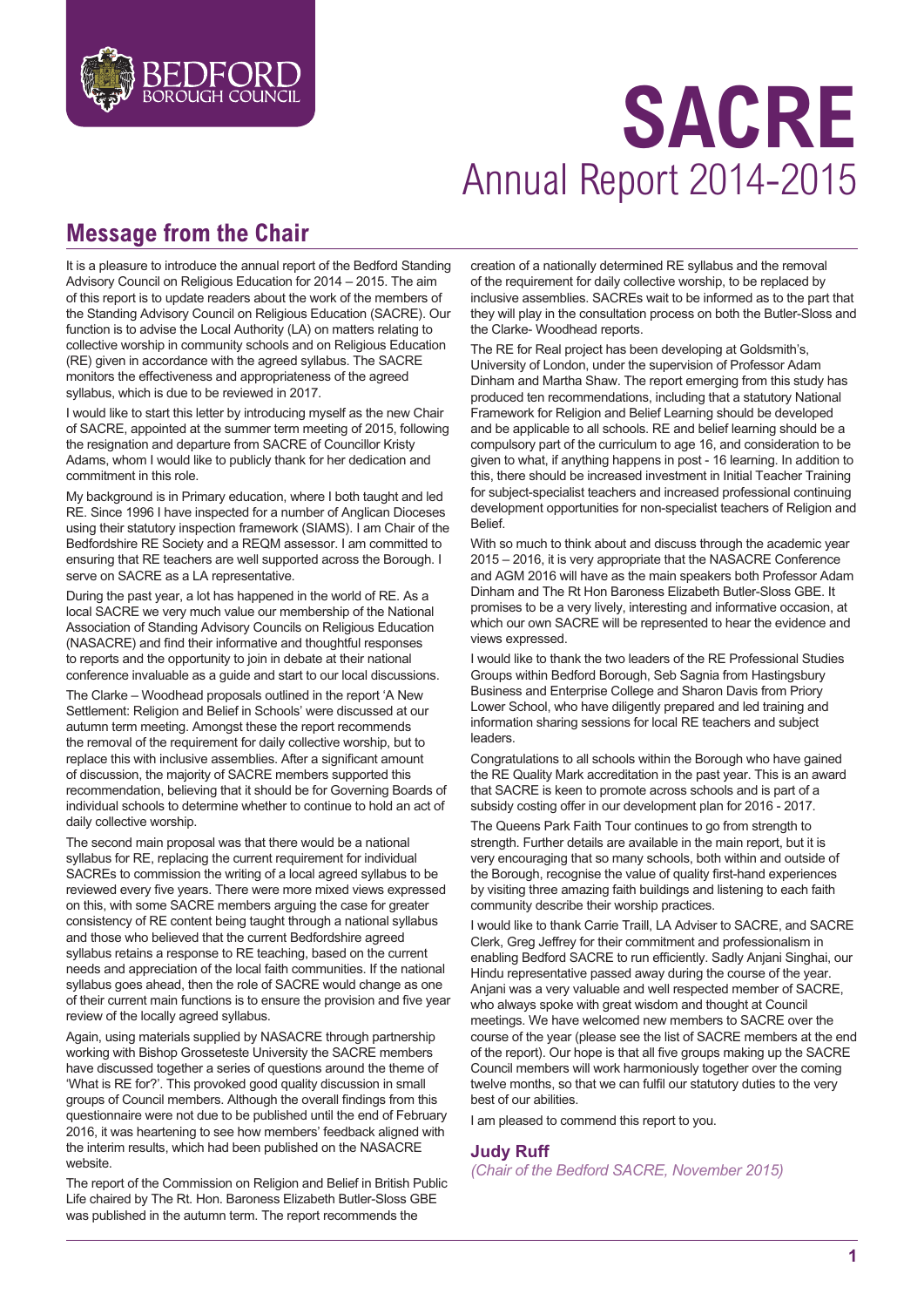BEDFORD BOROUGH COUNCIL

# SACRE

Annual Report 2014-2015

## Message from the Chair

It is a pleasure to introduce the annual report of the Bedford Standing Advisory Council on Religious Education for 2014 – 2015. The aim of this report is to update readers about the work of the members of the Standing Advisory Council on Religious Education (SACRE). Our function is to advise the Local Authority (LA) on matters relating to collective worship in community schools and on Religious Education (RE) given in accordance with the agreed syllabus. The SACRE monitors the effectiveness and appropriateness of the agreed syllabus, which is due to be reviewed in 2017.

I would like to start this letter by introducing myself as the new Chair of SACRE, appointed at the summer term meeting of 2015, following the resignation and departure from SACRE of Councillor Kristy Adams, whom I would like to publicly thank for her dedication and commitment in this role.

My background is in Primary education, where I both taught and led RE. Since 1996 I have inspected for a number of Anglican Dioceses using their statutory inspection framework (SIAMS). I am Chair of the Bedfordshire RE Society and a REQM assessor. I am committed to ensuring that RE teachers are well supported across the Borough. I serve on SACRE as a LA representative.

During the past year, a lot has happened in the world of RE. As a local SACRE we very much value our membership of the National Association of Standing Advisory Councils on Religious Education (NASACRE) and find their informative and thoughtful responses to reports and the opportunity to join in debate at their national conference invaluable as a guide and start to our local discussions.

The Clarke – Woodhead proposals outlined in the report 'A New Settlement: Religion and Belief in Schools' were discussed at our autumn term meeting. Amongst these the report recommends the removal of the requirement for daily collective worship, but to replace this with inclusive assemblies. After a significant amount of discussion, the majority of SACRE members supported this recommendation, believing that it should be for Governing Boards of individual schools to determine whether to continue to hold an act of daily collective worship.

The second main proposal was that there would be a national syllabus for RE, replacing the current requirement for individual SACREs to commission the writing of a local agreed syllabus to be reviewed every five years. There were more mixed views expressed on this, with some SACRE members arguing the case for greater consistency of RE content being taught through a national syllabus and those who believed that the current Bedfordshire agreed syllabus retains a response to RE teaching, based on the current needs and appreciation of the local faith communities. If the national syllabus goes ahead, then the role of SACRE would change as one of their current main functions is to ensure the provision and five year review of the locally agreed syllabus.

Again, using materials supplied by NASACRE through partnership working with Bishop Grosseteste University the SACRE members have discussed together a series of questions around the theme of 'What is RE for?'. This provoked good quality discussion in small groups of Council members. Although the overall findings from this questionnaire were not due to be published until the end of February 2016, it was heartening to see how members' feedback aligned with the interim results, which had been published on the NASACRE website.

The report of the Commission on Religion and Belief in British Public Life chaired by The Rt. Hon. Baroness Elizabeth Butler-Sloss GBE was published in the autumn term. The report recommends the creation of a nationally determined RE syllabus and the removal of the requirement for daily collective worship, to be replaced by inclusive assemblies. SACREs wait to be informed as to the part that they will play in the consultation process on both the Butler-Sloss and the Clarke- Woodhead reports.

The RE for Real project has been developing at Goldsmith's, University of London, under the supervision of Professor Adam Dinham and Martha Shaw. The report emerging from this study has produced ten recommendations, including that a statutory National Framework for Religion and Belief Learning should be developed and be applicable to all schools. RE and belief learning should be a compulsory part of the curriculum to age 16, and consideration to be given to what, if anything happens in post - 16 learning. In addition to this, there should be increased investment in Initial Teacher Training for subject-specialist teachers and increased professional continuing development opportunities for non-specialist teachers of Religion and Belief.

With so much to think about and discuss through the academic year 2015 – 2016, it is very appropriate that the NASACRE Conference and AGM 2016 will have as the main speakers both Professor Adam Dinham and The Rt Hon Baroness Elizabeth Butler-Sloss GBE. It promises to be a very lively, interesting and informative occasion, at which our own SACRE will be represented to hear the evidence and views expressed.

I would like to thank the two leaders of the RE Professional Studies Groups within Bedford Borough, Seb Sagnia from Hastingsbury Business and Enterprise College and Sharon Davis from Priory Lower School, who have diligently prepared and led training and information sharing sessions for local RE teachers and subject leaders.

Congratulations to all schools within the Borough who have gained the RE Quality Mark accreditation in the past year. This is an award that SACRE is keen to promote across schools and is part of a subsidy costing offer in our development plan for 2016 - 2017.

The Queens Park Faith Tour continues to go from strength to strength. Further details are available in the main report, but it is very encouraging that so many schools, both within and outside of the Borough, recognise the value of quality first-hand experiences by visiting three amazing faith buildings and listening to each faith community describe their worship practices.

I would like to thank Carrie Traill, LA Adviser to SACRE, and SACRE Clerk, Greg Jeffrey for their commitment and professionalism in enabling Bedford SACRE to run efficiently. Sadly Anjani Singhai, our Hindu representative passed away during the course of the year. Anjani was a very valuable and well respected member of SACRE, who always spoke with great wisdom and thought at Council meetings. We have welcomed new members to SACRE over the course of the year (please see the list of SACRE members at the end of the report). Our hope is that all five groups making up the SACRE Council members will work harmoniously together over the coming twelve months, so that we can fulfil our statutory duties to the very best of our abilities.

I am pleased to commend this report to you.

**Judy Ruff**
*(Chair of the Bedford SACRE, November 2015)*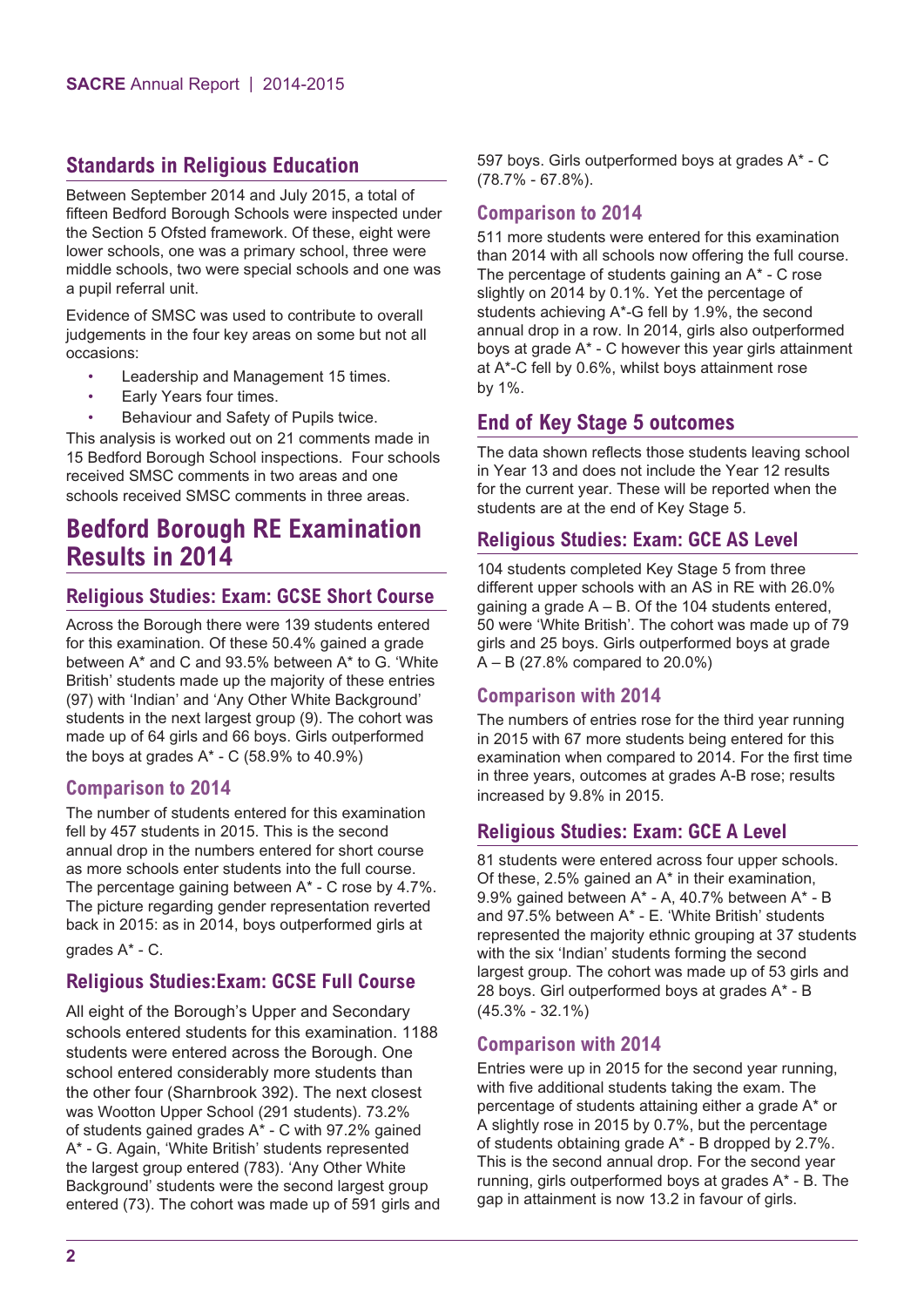## Standards in Religious Education

Between September 2014 and July 2015, a total of fifteen Bedford Borough Schools were inspected under the Section 5 Ofsted framework. Of these, eight were lower schools, one was a primary school, three were middle schools, two were special schools and one was a pupil referral unit.

Evidence of SMSC was used to contribute to overall judgements in the four key areas on some but not all occasions:

- Leadership and Management 15 times.
- Early Years four times.
- Behaviour and Safety of Pupils twice.

This analysis is worked out on 21 comments made in 15 Bedford Borough School inspections. Four schools received SMSC comments in two areas and one schools received SMSC comments in three areas.

# Bedford Borough RE Examination Results in 2014

### Religious Studies: Exam: GCSE Short Course

Across the Borough there were 139 students entered for this examination. Of these 50.4% gained a grade between A* and C and 93.5% between A* to G. 'White British' students made up the majority of these entries (97) with 'Indian' and 'Any Other White Background' students in the next largest group (9). The cohort was made up of 64 girls and 66 boys. Girls outperformed the boys at grades A* - C (58.9% to 40.9%)

### Comparison to 2014

The number of students entered for this examination fell by 457 students in 2015. This is the second annual drop in the numbers entered for short course as more schools enter students into the full course. The percentage gaining between A* - C rose by 4.7%. The picture regarding gender representation reverted back in 2015: as in 2014, boys outperformed girls at grades A* - C.

### Religious Studies:Exam: GCSE Full Course

All eight of the Borough's Upper and Secondary schools entered students for this examination. 1188 students were entered across the Borough. One school entered considerably more students than the other four (Sharnbrook 392). The next closest was Wootton Upper School (291 students). 73.2% of students gained grades A* - C with 97.2% gained A* - G. Again, 'White British' students represented the largest group entered (783). 'Any Other White Background' students were the second largest group entered (73). The cohort was made up of 591 girls and 597 boys. Girls outperformed boys at grades A* - C (78.7% - 67.8%).

### Comparison to 2014

511 more students were entered for this examination than 2014 with all schools now offering the full course. The percentage of students gaining an A* - C rose slightly on 2014 by 0.1%. Yet the percentage of students achieving A*-G fell by 1.9%, the second annual drop in a row. In 2014, girls also outperformed boys at grade A* - C however this year girls attainment at A*-C fell by 0.6%, whilst boys attainment rose by 1%.

## End of Key Stage 5 outcomes

The data shown reflects those students leaving school in Year 13 and does not include the Year 12 results for the current year. These will be reported when the students are at the end of Key Stage 5.

### Religious Studies: Exam: GCE AS Level

104 students completed Key Stage 5 from three different upper schools with an AS in RE with 26.0% gaining a grade A – B. Of the 104 students entered, 50 were 'White British'. The cohort was made up of 79 girls and 25 boys. Girls outperformed boys at grade A – B (27.8% compared to 20.0%)

### Comparison with 2014

The numbers of entries rose for the third year running in 2015 with 67 more students being entered for this examination when compared to 2014. For the first time in three years, outcomes at grades A-B rose; results increased by 9.8% in 2015.

### Religious Studies: Exam: GCE A Level

81 students were entered across four upper schools. Of these, 2.5% gained an A* in their examination, 9.9% gained between A* - A, 40.7% between A* - B and 97.5% between A* - E. 'White British' students represented the majority ethnic grouping at 37 students with the six 'Indian' students forming the second largest group. The cohort was made up of 53 girls and 28 boys. Girl outperformed boys at grades A* - B (45.3% - 32.1%)

### Comparison with 2014

Entries were up in 2015 for the second year running, with five additional students taking the exam. The percentage of students attaining either a grade A* or A slightly rose in 2015 by 0.7%, but the percentage of students obtaining grade A* - B dropped by 2.7%. This is the second annual drop. For the second year running, girls outperformed boys at grades A* - B. The gap in attainment is now 13.2 in favour of girls.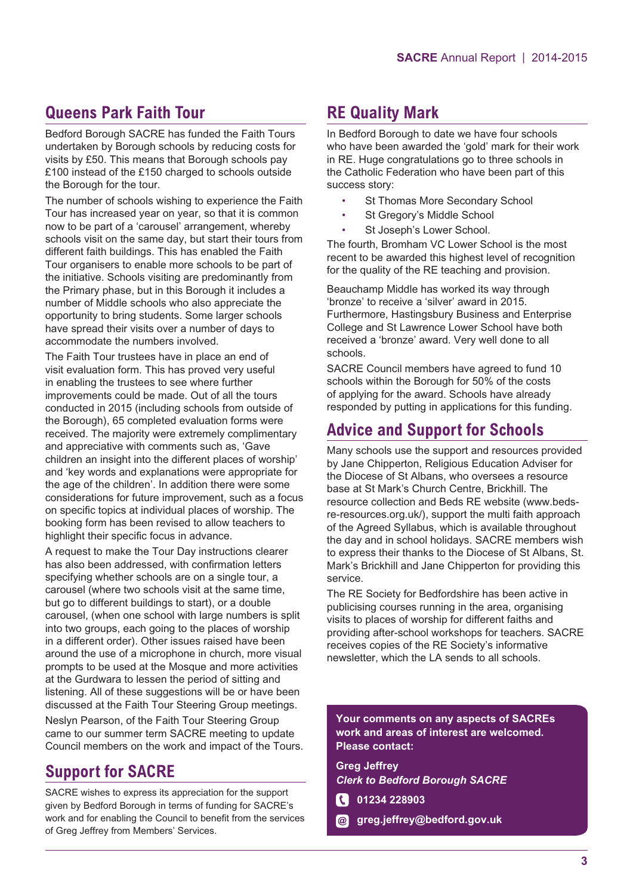## Queens Park Faith Tour

Bedford Borough SACRE has funded the Faith Tours undertaken by Borough schools by reducing costs for visits by £50. This means that Borough schools pay £100 instead of the £150 charged to schools outside the Borough for the tour.

The number of schools wishing to experience the Faith Tour has increased year on year, so that it is common now to be part of a 'carousel' arrangement, whereby schools visit on the same day, but start their tours from different faith buildings. This has enabled the Faith Tour organisers to enable more schools to be part of the initiative. Schools visiting are predominantly from the Primary phase, but in this Borough it includes a number of Middle schools who also appreciate the opportunity to bring students. Some larger schools have spread their visits over a number of days to accommodate the numbers involved.

The Faith Tour trustees have in place an end of visit evaluation form. This has proved very useful in enabling the trustees to see where further improvements could be made. Out of all the tours conducted in 2015 (including schools from outside of the Borough), 65 completed evaluation forms were received. The majority were extremely complimentary and appreciative with comments such as, 'Gave children an insight into the different places of worship' and 'key words and explanations were appropriate for the age of the children'. In addition there were some considerations for future improvement, such as a focus on specific topics at individual places of worship. The booking form has been revised to allow teachers to highlight their specific focus in advance.

A request to make the Tour Day instructions clearer has also been addressed, with confirmation letters specifying whether schools are on a single tour, a carousel (where two schools visit at the same time, but go to different buildings to start), or a double carousel, (when one school with large numbers is split into two groups, each going to the places of worship in a different order). Other issues raised have been around the use of a microphone in church, more visual prompts to be used at the Mosque and more activities at the Gurdwara to lessen the period of sitting and listening. All of these suggestions will be or have been discussed at the Faith Tour Steering Group meetings.

Neslyn Pearson, of the Faith Tour Steering Group came to our summer term SACRE meeting to update Council members on the work and impact of the Tours.

## Support for SACRE

SACRE wishes to express its appreciation for the support given by Bedford Borough in terms of funding for SACRE's work and for enabling the Council to benefit from the services of Greg Jeffrey from Members' Services.

## RE Quality Mark

In Bedford Borough to date we have four schools who have been awarded the 'gold' mark for their work in RE. Huge congratulations go to three schools in the Catholic Federation who have been part of this success story:

- St Thomas More Secondary School
- St Gregory's Middle School
- St Joseph's Lower School.

The fourth, Bromham VC Lower School is the most recent to be awarded this highest level of recognition for the quality of the RE teaching and provision.

Beauchamp Middle has worked its way through 'bronze' to receive a 'silver' award in 2015. Furthermore, Hastingsbury Business and Enterprise College and St Lawrence Lower School have both received a 'bronze' award. Very well done to all schools.

SACRE Council members have agreed to fund 10 schools within the Borough for 50% of the costs of applying for the award. Schools have already responded by putting in applications for this funding.

## Advice and Support for Schools

Many schools use the support and resources provided by Jane Chipperton, Religious Education Adviser for the Diocese of St Albans, who oversees a resource base at St Mark's Church Centre, Brickhill. The resource collection and Beds RE website (www.beds-re-resources.org.uk/), support the multi faith approach of the Agreed Syllabus, which is available throughout the day and in school holidays. SACRE members wish to express their thanks to the Diocese of St Albans, St. Mark's Brickhill and Jane Chipperton for providing this service.

The RE Society for Bedfordshire has been active in publicising courses running in the area, organising visits to places of worship for different faiths and providing after-school workshops for teachers. SACRE receives copies of the RE Society's informative newsletter, which the LA sends to all schools.

**Your comments on any aspects of SACREs work and areas of interest are welcomed. Please contact:**

**Greg Jeffrey**
***Clerk to Bedford Borough SACRE***

**01234 228903**

**greg.jeffrey@bedford.gov.uk**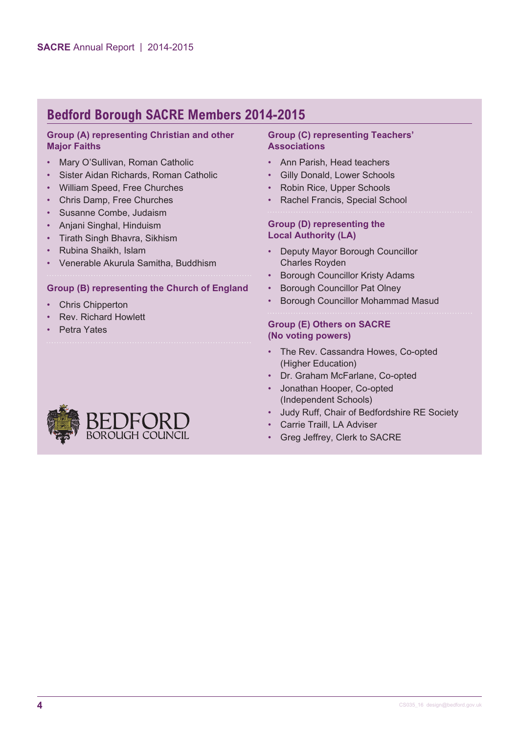# Bedford Borough SACRE Members 2014-2015

### Group (A) representing Christian and other Major Faiths

- Mary O'Sullivan, Roman Catholic
- Sister Aidan Richards, Roman Catholic
- William Speed, Free Churches
- Chris Damp, Free Churches
- Susanne Combe, Judaism
- Anjani Singhal, Hinduism
- Tirath Singh Bhavra, Sikhism
- Rubina Shaikh, Islam
- Venerable Akurula Samitha, Buddhism

### Group (B) representing the Church of England

- Chris Chipperton
- Rev. Richard Howlett
- Petra Yates

### Group (C) representing Teachers' Associations

- Ann Parish, Head teachers
- Gilly Donald, Lower Schools
- Robin Rice, Upper Schools
- Rachel Francis, Special School

### Group (D) representing the Local Authority (LA)

- Deputy Mayor Borough Councillor Charles Royden
- Borough Councillor Kristy Adams
- Borough Councillor Pat Olney
- Borough Councillor Mohammad Masud

### Group (E) Others on SACRE (No voting powers)

- The Rev. Cassandra Howes, Co-opted (Higher Education)
- Dr. Graham McFarlane, Co-opted
- Jonathan Hooper, Co-opted (Independent Schools)
- Judy Ruff, Chair of Bedfordshire RE Society
- Carrie Traill, LA Adviser
- Greg Jeffrey, Clerk to SACRE

BEDFORD BOROUGH COUNCIL

CS035_16 design@bedford.gov.uk